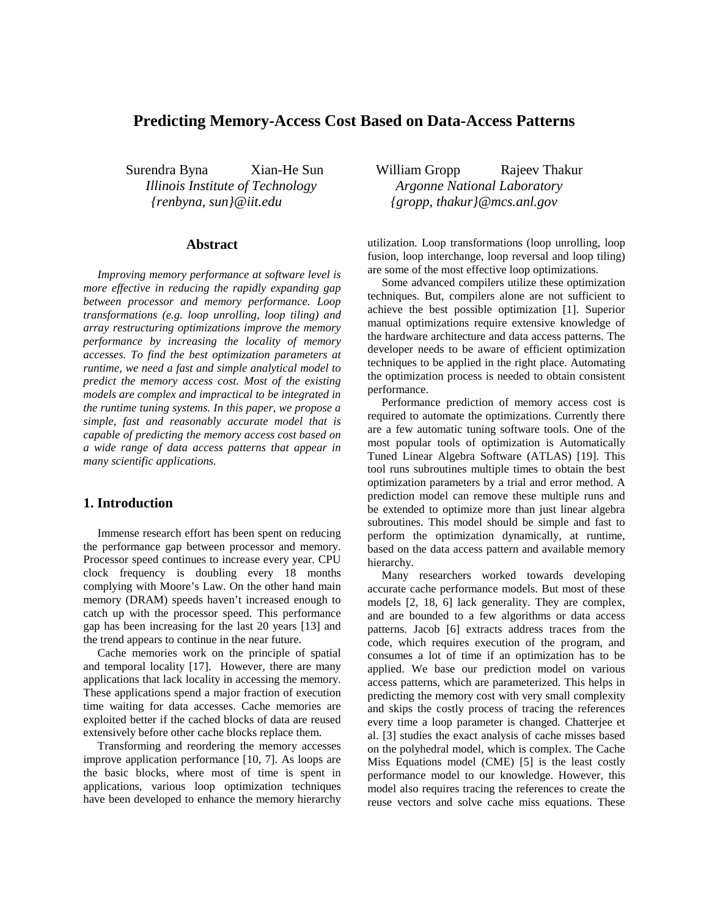# Predicting Memory-Access Cost Based on Data-Access Patterns

Surendra Byna, Xian-He Sun
*Illinois Institute of Technology*
*{renbyna, sun}@iit.edu*

William Gropp, Rajeev Thakur
*Argonne National Laboratory*
*{gropp, thakur}@mcs.anl.gov*

## Abstract

*Improving memory performance at software level is more effective in reducing the rapidly expanding gap between processor and memory performance. Loop transformations (e.g. loop unrolling, loop tiling) and array restructuring optimizations improve the memory performance by increasing the locality of memory accesses. To find the best optimization parameters at runtime, we need a fast and simple analytical model to predict the memory access cost. Most of the existing models are complex and impractical to be integrated in the runtime tuning systems. In this paper, we propose a simple, fast and reasonably accurate model that is capable of predicting the memory access cost based on a wide range of data access patterns that appear in many scientific applications.*

## 1. Introduction

Immense research effort has been spent on reducing the performance gap between processor and memory. Processor speed continues to increase every year. CPU clock frequency is doubling every 18 months complying with Moore's Law. On the other hand main memory (DRAM) speeds haven't increased enough to catch up with the processor speed. This performance gap has been increasing for the last 20 years [13] and the trend appears to continue in the near future.

Cache memories work on the principle of spatial and temporal locality [17]. However, there are many applications that lack locality in accessing the memory. These applications spend a major fraction of execution time waiting for data accesses. Cache memories are exploited better if the cached blocks of data are reused extensively before other cache blocks replace them.

Transforming and reordering the memory accesses improve application performance [10, 7]. As loops are the basic blocks, where most of time is spent in applications, various loop optimization techniques have been developed to enhance the memory hierarchy utilization. Loop transformations (loop unrolling, loop fusion, loop interchange, loop reversal and loop tiling) are some of the most effective loop optimizations.

Some advanced compilers utilize these optimization techniques. But, compilers alone are not sufficient to achieve the best possible optimization [1]. Superior manual optimizations require extensive knowledge of the hardware architecture and data access patterns. The developer needs to be aware of efficient optimization techniques to be applied in the right place. Automating the optimization process is needed to obtain consistent performance.

Performance prediction of memory access cost is required to automate the optimizations. Currently there are a few automatic tuning software tools. One of the most popular tools of optimization is Automatically Tuned Linear Algebra Software (ATLAS) [19]. This tool runs subroutines multiple times to obtain the best optimization parameters by a trial and error method. A prediction model can remove these multiple runs and be extended to optimize more than just linear algebra subroutines. This model should be simple and fast to perform the optimization dynamically, at runtime, based on the data access pattern and available memory hierarchy.

Many researchers worked towards developing accurate cache performance models. But most of these models [2, 18, 6] lack generality. They are complex, and are bounded to a few algorithms or data access patterns. Jacob [6] extracts address traces from the code, which requires execution of the program, and consumes a lot of time if an optimization has to be applied. We base our prediction model on various access patterns, which are parameterized. This helps in predicting the memory cost with very small complexity and skips the costly process of tracing the references every time a loop parameter is changed. Chatterjee et al. [3] studies the exact analysis of cache misses based on the polyhedral model, which is complex. The Cache Miss Equations model (CME) [5] is the least costly performance model to our knowledge. However, this model also requires tracing the references to create the reuse vectors and solve cache miss equations. These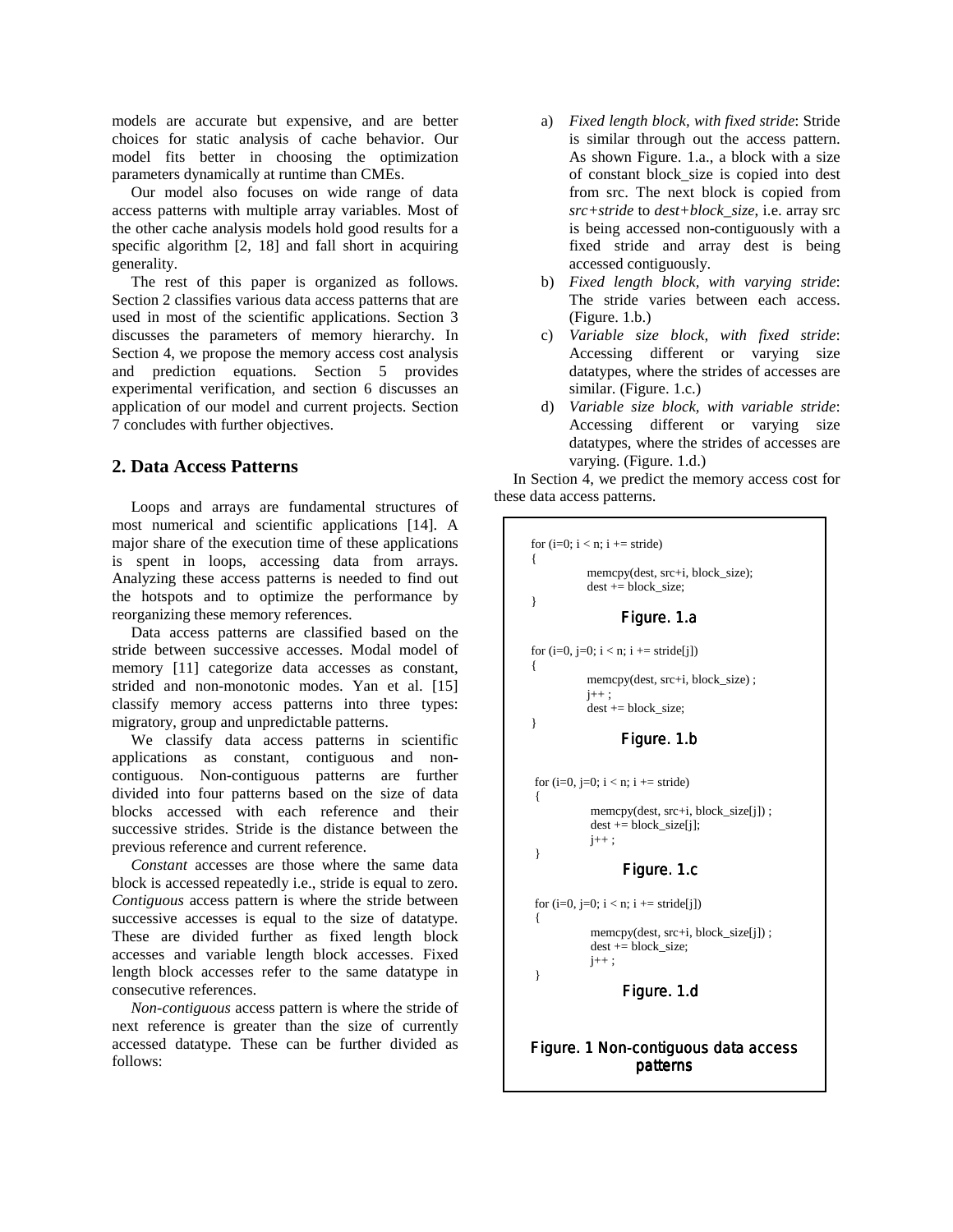models are accurate but expensive, and are better choices for static analysis of cache behavior. Our model fits better in choosing the optimization parameters dynamically at runtime than CMEs.

Our model also focuses on wide range of data access patterns with multiple array variables. Most of the other cache analysis models hold good results for a specific algorithm [2, 18] and fall short in acquiring generality.

The rest of this paper is organized as follows. Section 2 classifies various data access patterns that are used in most of the scientific applications. Section 3 discusses the parameters of memory hierarchy. In Section 4, we propose the memory access cost analysis and prediction equations. Section 5 provides experimental verification, and section 6 discusses an application of our model and current projects. Section 7 concludes with further objectives.

## 2. Data Access Patterns

Loops and arrays are fundamental structures of most numerical and scientific applications [14]. A major share of the execution time of these applications is spent in loops, accessing data from arrays. Analyzing these access patterns is needed to find out the hotspots and to optimize the performance by reorganizing these memory references.

Data access patterns are classified based on the stride between successive accesses. Modal model of memory [11] categorize data accesses as constant, strided and non-monotonic modes. Yan et al. [15] classify memory access patterns into three types: migratory, group and unpredictable patterns.

We classify data access patterns in scientific applications as constant, contiguous and non-contiguous. Non-contiguous patterns are further divided into four patterns based on the size of data blocks accessed with each reference and their successive strides. Stride is the distance between the previous reference and current reference.

*Constant* accesses are those where the same data block is accessed repeatedly i.e., stride is equal to zero. *Contiguous* access pattern is where the stride between successive accesses is equal to the size of datatype. These are divided further as fixed length block accesses and variable length block accesses. Fixed length block accesses refer to the same datatype in consecutive references.

*Non-contiguous* access pattern is where the stride of next reference is greater than the size of currently accessed datatype. These can be further divided as follows:

a) *Fixed length block, with fixed stride*: Stride is similar through out the access pattern. As shown Figure. 1.a., a block with a size of constant block_size is copied into dest from src. The next block is copied from *src+stride* to *dest+block_size*, i.e. array src is being accessed non-contiguously with a fixed stride and array dest is being accessed contiguously.
b) *Fixed length block, with varying stride*: The stride varies between each access. (Figure. 1.b.)
c) *Variable size block, with fixed stride*: Accessing different or varying size datatypes, where the strides of accesses are similar. (Figure. 1.c.)
d) *Variable size block, with variable stride*: Accessing different or varying size datatypes, where the strides of accesses are varying. (Figure. 1.d.)

In Section 4, we predict the memory access cost for these data access patterns.

```
for (i=0; i < n; i += stride)
{
        memcpy(dest, src+i, block_size);
        dest += block_size;
}
```

Figure. 1.a

```
for (i=0, j=0; i < n; i += stride[j])
{
        memcpy(dest, src+i, block_size) ;
        j++ ;
        dest += block_size;
}
```

Figure. 1.b

```
for (i=0, j=0; i < n; i += stride)
{
        memcpy(dest, src+i, block_size[j]) ;
        dest += block_size[j];
        j++ ;
}
```

Figure. 1.c

```
for (i=0, j=0; i < n; i += stride[j])
{
        memcpy(dest, src+i, block_size[j]) ;
        dest += block_size;
        j++ ;
}
```

Figure. 1.d

Figure. 1 Non-contiguous data access patterns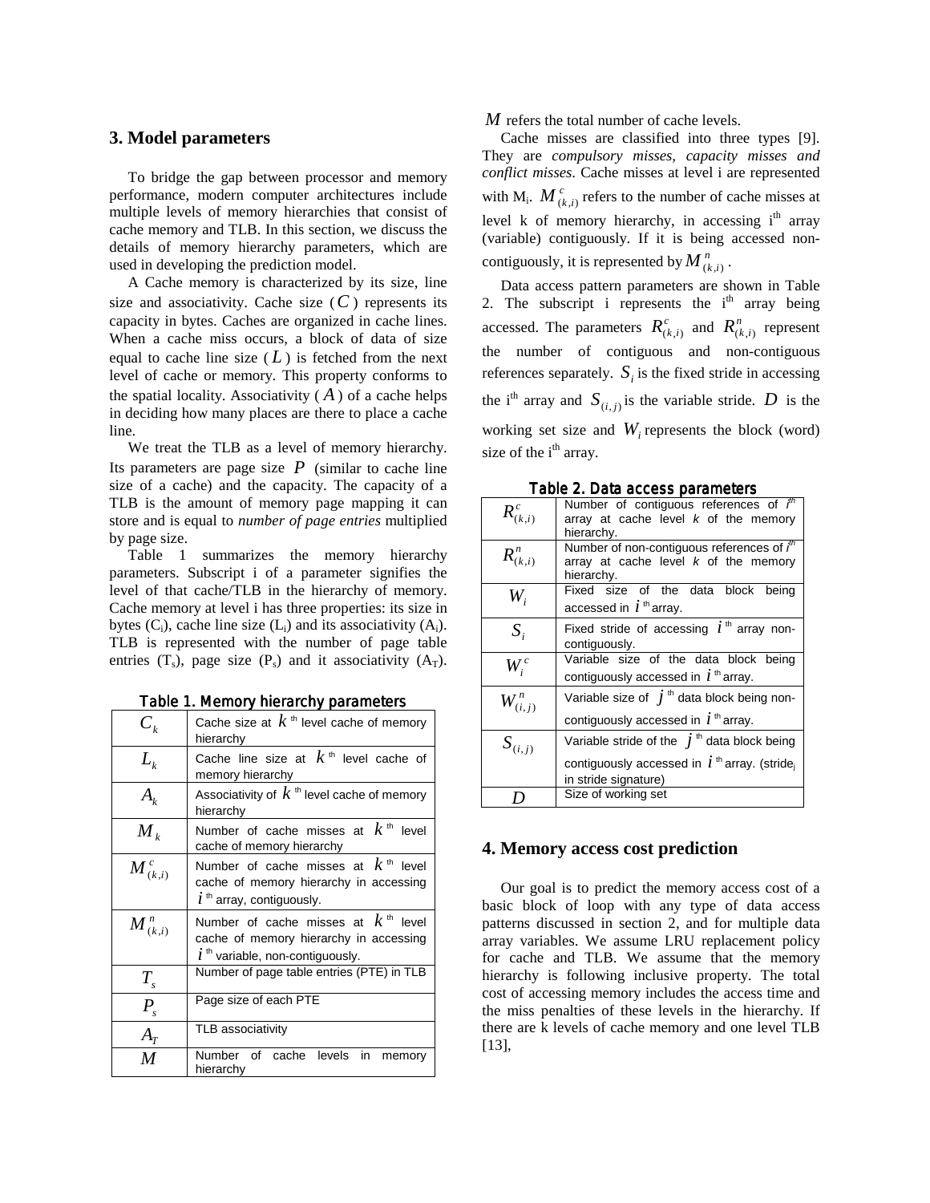## 3. Model parameters

To bridge the gap between processor and memory performance, modern computer architectures include multiple levels of memory hierarchies that consist of cache memory and TLB. In this section, we discuss the details of memory hierarchy parameters, which are used in developing the prediction model.

A Cache memory is characterized by its size, line size and associativity. Cache size ($C$) represents its capacity in bytes. Caches are organized in cache lines. When a cache miss occurs, a block of data of size equal to cache line size ($L$) is fetched from the next level of cache or memory. This property conforms to the spatial locality. Associativity ($A$) of a cache helps in deciding how many places are there to place a cache line.

We treat the TLB as a level of memory hierarchy. Its parameters are page size $P$ (similar to cache line size of a cache) and the capacity. The capacity of a TLB is the amount of memory page mapping it can store and is equal to *number of page entries* multiplied by page size.

Table 1 summarizes the memory hierarchy parameters. Subscript i of a parameter signifies the level of that cache/TLB in the hierarchy of memory. Cache memory at level i has three properties: its size in bytes ($C_i$), cache line size ($L_i$) and its associativity ($A_i$). TLB is represented with the number of page table entries ($T_s$), page size ($P_s$) and it associativity ($A_T$).

**Table 1. Memory hierarchy parameters**

| | |
|---|---|
| $C_k$ | Cache size at $k^{th}$ level cache of memory hierarchy |
| $L_k$ | Cache line size at $k^{th}$ level cache of memory hierarchy |
| $A_k$ | Associativity of $k^{th}$ level cache of memory hierarchy |
| $M_k$ | Number of cache misses at $k^{th}$ level cache of memory hierarchy |
| $M^c_{(k,i)}$ | Number of cache misses at $k^{th}$ level cache of memory hierarchy in accessing $i^{th}$ array, contiguously. |
| $M^n_{(k,i)}$ | Number of cache misses at $k^{th}$ level cache of memory hierarchy in accessing $i^{th}$ variable, non-contiguously. |
| $T_s$ | Number of page table entries (PTE) in TLB |
| $P_s$ | Page size of each PTE |
| $A_T$ | TLB associativity |
| $M$ | Number of cache levels in memory hierarchy |

$M$ refers the total number of cache levels.

Cache misses are classified into three types [9]. They are *compulsory misses, capacity misses and conflict misses*. Cache misses at level i are represented with $M_i$. $M^c_{(k,i)}$ refers to the number of cache misses at level k of memory hierarchy, in accessing $i^{th}$ array (variable) contiguously. If it is being accessed non-contiguously, it is represented by $M^n_{(k,i)}$.

Data access pattern parameters are shown in Table 2. The subscript i represents the $i^{th}$ array being accessed. The parameters $R^c_{(k,i)}$ and $R^n_{(k,i)}$ represent the number of contiguous and non-contiguous references separately. $S_i$ is the fixed stride in accessing the $i^{th}$ array and $S_{(i,j)}$ is the variable stride. $D$ is the working set size and $W_i$ represents the block (word) size of the $i^{th}$ array.

**Table 2. Data access parameters**

| | |
|---|---|
| $R^c_{(k,i)}$ | Number of contiguous references of $i^{th}$ array at cache level $k$ of the memory hierarchy. |
| $R^n_{(k,i)}$ | Number of non-contiguous references of $i^{th}$ array at cache level $k$ of the memory hierarchy. |
| $W_i$ | Fixed size of the data block being accessed in $i^{th}$ array. |
| $S_i$ | Fixed stride of accessing $i^{th}$ array non-contiguously. |
| $W^c_i$ | Variable size of the data block being contiguously accessed in $i^{th}$ array. |
| $W^n_{(i,j)}$ | Variable size of $j^{th}$ data block being non-contiguously accessed in $i^{th}$ array. |
| $S_{(i,j)}$ | Variable stride of the $j^{th}$ data block being contiguously accessed in $i^{th}$ array. (stride$_j$ in stride signature) |
| $D$ | Size of working set |

## 4. Memory access cost prediction

Our goal is to predict the memory access cost of a basic block of loop with any type of data access patterns discussed in section 2, and for multiple data array variables. We assume LRU replacement policy for cache and TLB. We assume that the memory hierarchy is following inclusive property. The total cost of accessing memory includes the access time and the miss penalties of these levels in the hierarchy. If there are k levels of cache memory and one level TLB [13],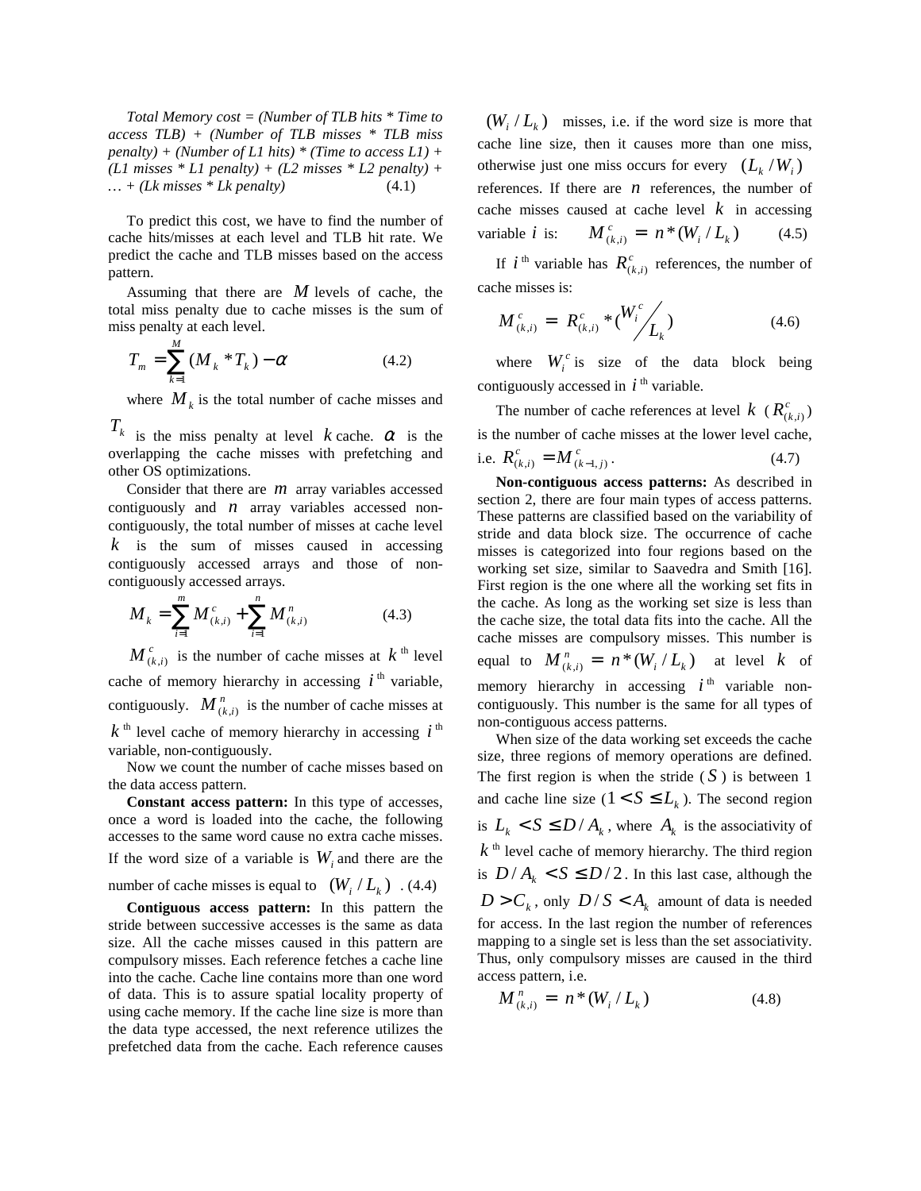*Total Memory cost = (Number of TLB hits * Time to access TLB) + (Number of TLB misses * TLB miss penalty) + (Number of L1 hits) * (Time to access L1) + (L1 misses * L1 penalty) + (L2 misses * L2 penalty) + … + (Lk misses * Lk penalty)* (4.1)

To predict this cost, we have to find the number of cache hits/misses at each level and TLB hit rate. We predict the cache and TLB misses based on the access pattern.

Assuming that there are $M$ levels of cache, the total miss penalty due to cache misses is the sum of miss penalty at each level.

$$T_m = \sum_{k=1}^{M} (M_k * T_k) - \alpha \qquad (4.2)$$

where $M_k$ is the total number of cache misses and $T_k$ is the miss penalty at level $k$ cache. $\alpha$ is the overlapping the cache misses with prefetching and other OS optimizations.

Consider that there are $m$ array variables accessed contiguously and $n$ array variables accessed non-contiguously, the total number of misses at cache level $k$ is the sum of misses caused in accessing contiguously accessed arrays and those of non-contiguously accessed arrays.

$$M_k = \sum_{i=1}^{m} M^c_{(k,i)} + \sum_{i=1}^{n} M^n_{(k,i)} \qquad (4.3)$$

$M^c_{(k,i)}$ is the number of cache misses at $k^{th}$ level cache of memory hierarchy in accessing $i^{th}$ variable, contiguously. $M^n_{(k,i)}$ is the number of cache misses at $k^{th}$ level cache of memory hierarchy in accessing $i^{th}$ variable, non-contiguously.

Now we count the number of cache misses based on the data access pattern.

**Constant access pattern:** In this type of accesses, once a word is loaded into the cache, the following accesses to the same word cause no extra cache misses. If the word size of a variable is $W_i$ and there are the number of cache misses is equal to $(W_i / L_k)$ . (4.4)

**Contiguous access pattern:** In this pattern the stride between successive accesses is the same as data size. All the cache misses caused in this pattern are compulsory misses. Each reference fetches a cache line into the cache. Cache line contains more than one word of data. This is to assure spatial locality property of using cache memory. If the cache line size is more than the data type accessed, the next reference utilizes the prefetched data from the cache. Each reference causes $(W_i / L_k)$ misses, i.e. if the word size is more that cache line size, then it causes more than one miss, otherwise just one miss occurs for every $(L_k / W_i)$ references. If there are $n$ references, the number of cache misses caused at cache level $k$ in accessing variable $i$ is: $M^c_{(k,i)} = n * (W_i / L_k)$ (4.5)

If $i^{th}$ variable has $R^c_{(k,i)}$ references, the number of cache misses is:

$$M^c_{(k,i)} = R^c_{(k,i)} * (W^c_i / L_k) \qquad (4.6)$$

where $W^c_i$ is size of the data block being contiguously accessed in $i^{th}$ variable.

The number of cache references at level $k$ ($R^c_{(k,i)}$) is the number of cache misses at the lower level cache, i.e. $R^c_{(k,i)} = M^c_{(k-1,j)}$. (4.7)

**Non-contiguous access patterns:** As described in section 2, there are four main types of access patterns. These patterns are classified based on the variability of stride and data block size. The occurrence of cache misses is categorized into four regions based on the working set size, similar to Saavedra and Smith [16]. First region is the one where all the working set fits in the cache. As long as the working set size is less than the cache size, the total data fits into the cache. All the cache misses are compulsory misses. This number is equal to $M^n_{(k,i)} = n * (W_i / L_k)$ at level $k$ of memory hierarchy in accessing $i^{th}$ variable non-contiguously. This number is the same for all types of non-contiguous access patterns.

When size of the data working set exceeds the cache size, three regions of memory operations are defined. The first region is when the stride ($S$) is between 1 and cache line size ($1 < S \le L_k$). The second region is $L_k < S \le D / A_k$, where $A_k$ is the associativity of $k^{th}$ level cache of memory hierarchy. The third region is $D / A_k < S \le D / 2$. In this last case, although the $D > C_k$, only $D / S < A_k$ amount of data is needed for access. In the last region the number of references mapping to a single set is less than the set associativity. Thus, only compulsory misses are caused in the third access pattern, i.e.

$$M^n_{(k,i)} = n * (W_i / L_k) \qquad (4.8)$$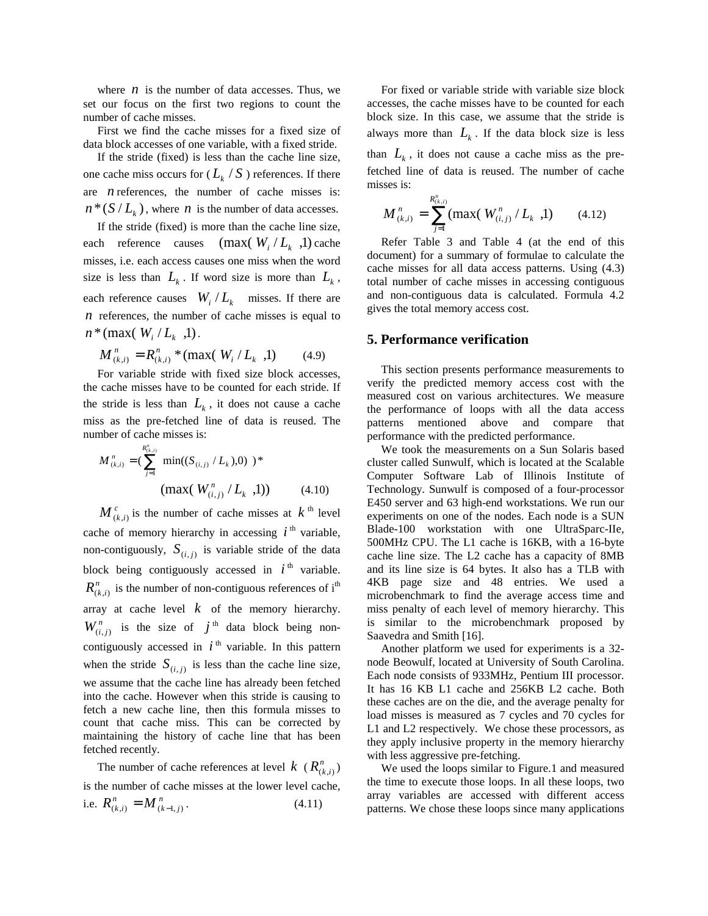where $n$ is the number of data accesses. Thus, we set our focus on the first two regions to count the number of cache misses.

First we find the cache misses for a fixed size of data block accesses of one variable, with a fixed stride.

If the stride (fixed) is less than the cache line size, one cache miss occurs for ( $L_k / S$ ) references. If there are $n$ references, the number of cache misses is: $n * (S / L_k)$, where $n$ is the number of data accesses.

If the stride (fixed) is more than the cache line size, each reference causes $(\max(W_i / L_k \ ,1)$ cache misses, i.e. each access causes one miss when the word size is less than $L_k$. If word size is more than $L_k$, each reference causes $W_i / L_k$ misses. If there are $n$ references, the number of cache misses is equal to $n * (\max(W_i / L_k \ ,1)$.

$$M^{n}_{(k,i)} = R^{n}_{(k,i)} * (\max(W_i / L_k \ ,1) \qquad (4.9)$$

For variable stride with fixed size block accesses, the cache misses have to be counted for each stride. If the stride is less than $L_k$, it does not cause a cache miss as the pre-fetched line of data is reused. The number of cache misses is:

$$M^{n}_{(k,i)} = (\sum_{j=1}^{R^{n}_{(k,i)}} \min((S_{(i,j)} / L_k),0) \ ) * (\max(W^{n}_{(i,j)} / L_k \ ,1)) \qquad (4.10)$$

$M^{c}_{(k,i)}$ is the number of cache misses at $k^{\text{th}}$ level cache of memory hierarchy in accessing $i^{\text{th}}$ variable, non-contiguously, $S_{(i,j)}$ is variable stride of the data block being contiguously accessed in $i^{\text{th}}$ variable. $R^{n}_{(k,i)}$ is the number of non-contiguous references of i[th] array at cache level $k$ of the memory hierarchy. $W^{n}_{(i,j)}$ is the size of $j^{\text{th}}$ data block being non-contiguously accessed in $i^{\text{th}}$ variable. In this pattern when the stride $S_{(i,j)}$ is less than the cache line size, we assume that the cache line has already been fetched into the cache. However when this stride is causing to fetch a new cache line, then this formula misses to count that cache miss. This can be corrected by maintaining the history of cache line that has been fetched recently.

The number of cache references at level $k$ ( $R^{n}_{(k,i)}$ ) is the number of cache misses at the lower level cache, i.e. $R^{n}_{(k,i)} = M^{n}_{(k-1,j)}$. (4.11)

For fixed or variable stride with variable size block accesses, the cache misses have to be counted for each block size. In this case, we assume that the stride is always more than $L_k$. If the data block size is less than $L_k$, it does not cause a cache miss as the pre-fetched line of data is reused. The number of cache misses is:

$$M^{n}_{(k,i)} = \sum_{j=1}^{R^{n}_{(k,i)}} (\max(W^{n}_{(i,j)} / L_k \ ,1) \qquad (4.12)$$

Refer Table 3 and Table 4 (at the end of this document) for a summary of formulae to calculate the cache misses for all data access patterns. Using (4.3) total number of cache misses in accessing contiguous and non-contiguous data is calculated. Formula 4.2 gives the total memory access cost.

## 5. Performance verification

This section presents performance measurements to verify the predicted memory access cost with the measured cost on various architectures. We measure the performance of loops with all the data access patterns mentioned above and compare that performance with the predicted performance.

We took the measurements on a Sun Solaris based cluster called Sunwulf, which is located at the Scalable Computer Software Lab of Illinois Institute of Technology. Sunwulf is composed of a four-processor E450 server and 63 high-end workstations. We run our experiments on one of the nodes. Each node is a SUN Blade-100 workstation with one UltraSparc-IIe, 500MHz CPU. The L1 cache is 16KB, with a 16-byte cache line size. The L2 cache has a capacity of 8MB and its line size is 64 bytes. It also has a TLB with 4KB page size and 48 entries. We used a microbenchmark to find the average access time and miss penalty of each level of memory hierarchy. This is similar to the microbenchmark proposed by Saavedra and Smith [16].

Another platform we used for experiments is a 32-node Beowulf, located at University of South Carolina. Each node consists of 933MHz, Pentium III processor. It has 16 KB L1 cache and 256KB L2 cache. Both these caches are on the die, and the average penalty for load misses is measured as 7 cycles and 70 cycles for L1 and L2 respectively. We chose these processors, as they apply inclusive property in the memory hierarchy with less aggressive pre-fetching.

We used the loops similar to Figure.1 and measured the time to execute those loops. In all these loops, two array variables are accessed with different access patterns. We chose these loops since many applications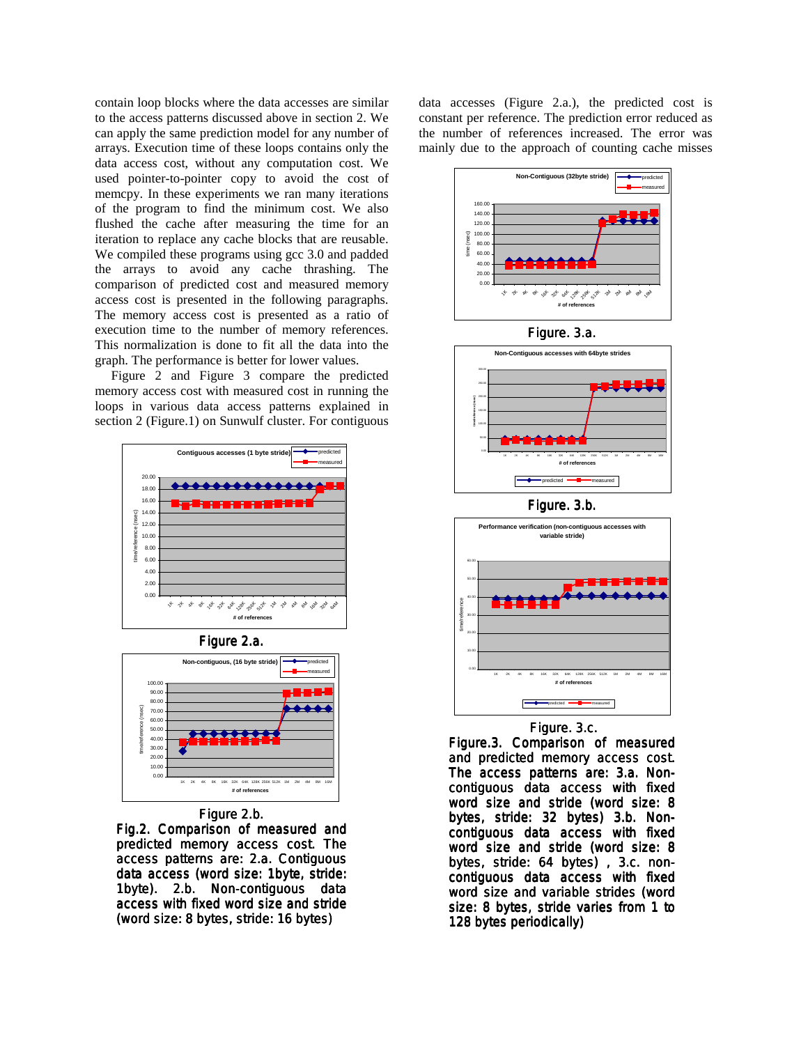contain loop blocks where the data accesses are similar to the access patterns discussed above in section 2. We can apply the same prediction model for any number of arrays. Execution time of these loops contains only the data access cost, without any computation cost. We used pointer-to-pointer copy to avoid the cost of memcpy. In these experiments we ran many iterations of the program to find the minimum cost. We also flushed the cache after measuring the time for an iteration to replace any cache blocks that are reusable. We compiled these programs using gcc 3.0 and padded the arrays to avoid any cache thrashing. The comparison of predicted cost and measured memory access cost is presented in the following paragraphs. The memory access cost is presented as a ratio of execution time to the number of memory references. This normalization is done to fit all the data into the graph. The performance is better for lower values.

Figure 2 and Figure 3 compare the predicted memory access cost with measured cost in running the loops in various data access patterns explained in section 2 (Figure.1) on Sunwulf cluster. For contiguous data accesses (Figure 2.a.), the predicted cost is constant per reference. The prediction error reduced as the number of references increased. The error was mainly due to the approach of counting cache misses

Figure 2.a.

Figure 2.b.

Fig.2. Comparison of measured and predicted memory access cost. The access patterns are: 2.a. Contiguous data access (word size: 1byte, stride: 1byte). 2.b. Non-contiguous data access with fixed word size and stride (word size: 8 bytes, stride: 16 bytes)

Figure. 3.a.

Figure. 3.b.

Figure. 3.c.

Figure.3. Comparison of measured and predicted memory access cost. The access patterns are: 3.a. Non-contiguous data access with fixed word size and stride (word size: 8 bytes, stride: 32 bytes) 3.b. Non-contiguous data access with fixed word size and stride (word size: 8 bytes, stride: 64 bytes) , 3.c. non-contiguous data access with fixed word size and variable strides (word size: 8 bytes, stride varies from 1 to 128 bytes periodically)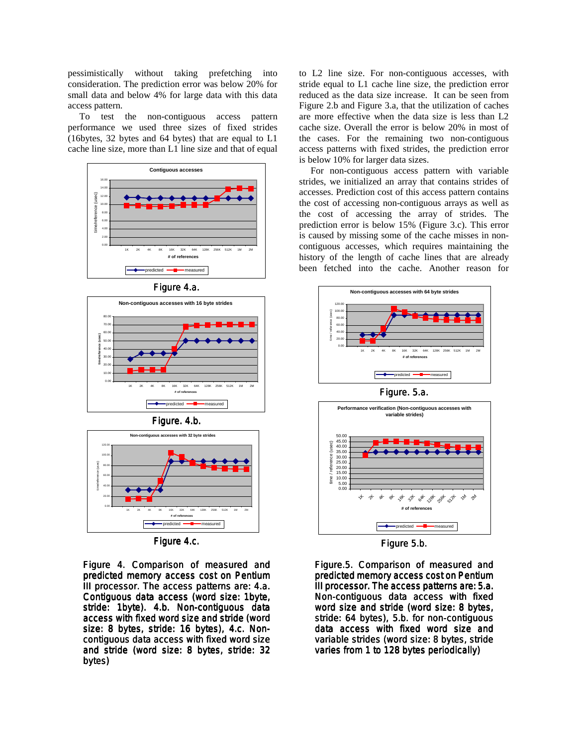pessimistically without taking prefetching into consideration. The prediction error was below 20% for small data and below 4% for large data with this data access pattern.

To test the non-contiguous access pattern performance we used three sizes of fixed strides (16bytes, 32 bytes and 64 bytes) that are equal to L1 cache line size, more than L1 line size and that of equal to L2 line size. For non-contiguous accesses, with stride equal to L1 cache line size, the prediction error reduced as the data size increase. It can be seen from Figure 2.b and Figure 3.a, that the utilization of caches are more effective when the data size is less than L2 cache size. Overall the error is below 20% in most of the cases. For the remaining two non-contiguous access patterns with fixed strides, the prediction error is below 10% for larger data sizes.

For non-contiguous access pattern with variable strides, we initialized an array that contains strides of accesses. Prediction cost of this access pattern contains the cost of accessing non-contiguous arrays as well as the cost of accessing the array of strides. The prediction error is below 15% (Figure 3.c). This error is caused by missing some of the cache misses in non-contiguous accesses, which requires maintaining the history of the length of cache lines that are already been fetched into the cache. Another reason for

Figure 4.a.

Figure. 4.b.

Figure 4.c.

Figure 4. Comparison of measured and predicted memory access cost on Pentium III processor. The access patterns are: 4.a. Contiguous data access (word size: 1byte, stride: 1byte). 4.b. Non-contiguous data access with fixed word size and stride (word size: 8 bytes, stride: 16 bytes), 4.c. Non-contiguous data access with fixed word size and stride (word size: 8 bytes, stride: 32 bytes)

Figure. 5.a.

Figure 5.b.

Figure.5. Comparison of measured and predicted memory access cost on Pentium III processor. The access patterns are: 5.a. Non-contiguous data access with fixed word size and stride (word size: 8 bytes, stride: 64 bytes), 5.b. for non-contiguous data access with fixed word size and variable strides (word size: 8 bytes, stride varies from 1 to 128 bytes periodically)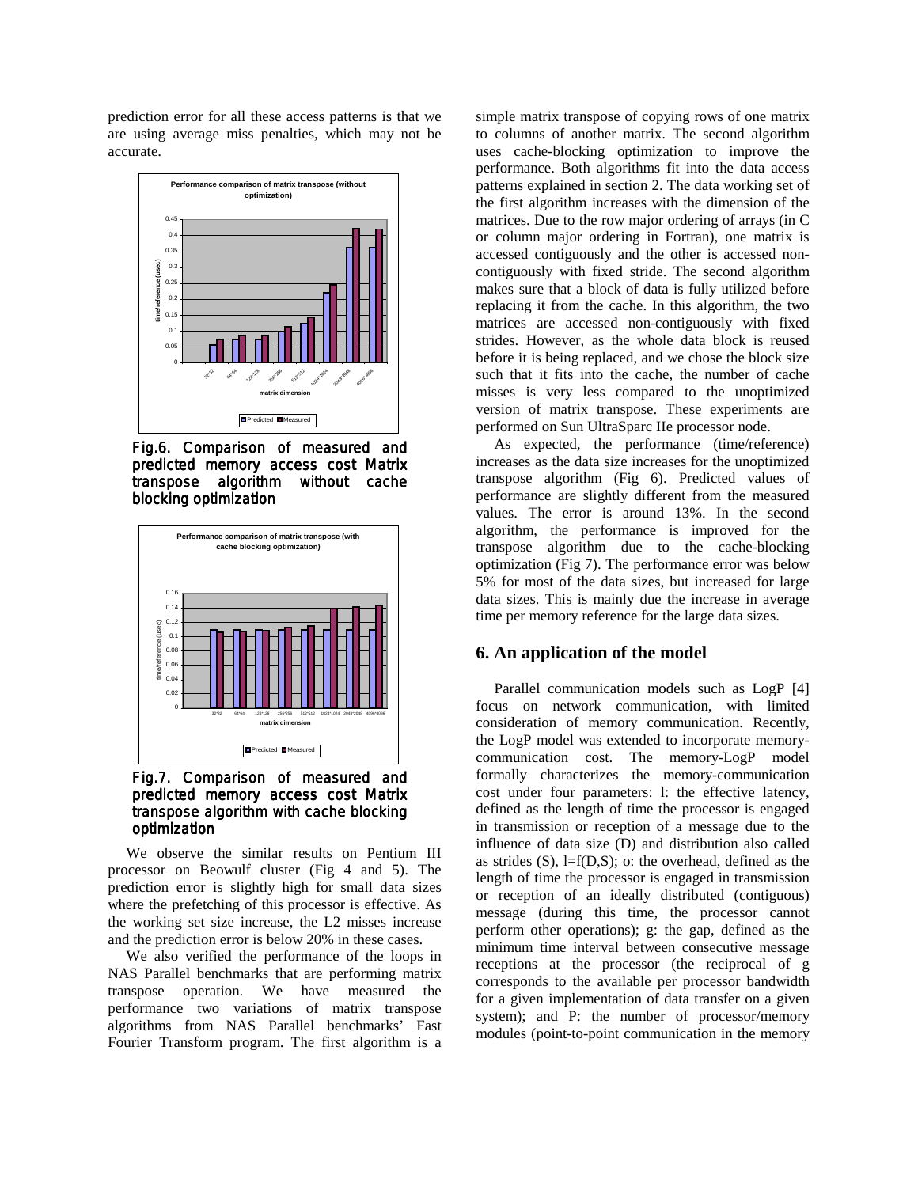prediction error for all these access patterns is that we are using average miss penalties, which may not be accurate.

Fig.6. Comparison of measured and predicted memory access cost Matrix transpose algorithm without cache blocking optimization

Fig.7. Comparison of measured and predicted memory access cost Matrix transpose algorithm with cache blocking optimization

We observe the similar results on Pentium III processor on Beowulf cluster (Fig 4 and 5). The prediction error is slightly high for small data sizes where the prefetching of this processor is effective. As the working set size increase, the L2 misses increase and the prediction error is below 20% in these cases.

We also verified the performance of the loops in NAS Parallel benchmarks that are performing matrix transpose operation. We have measured the performance two variations of matrix transpose algorithms from NAS Parallel benchmarks' Fast Fourier Transform program. The first algorithm is a simple matrix transpose of copying rows of one matrix to columns of another matrix. The second algorithm uses cache-blocking optimization to improve the performance. Both algorithms fit into the data access patterns explained in section 2. The data working set of the first algorithm increases with the dimension of the matrices. Due to the row major ordering of arrays (in C or column major ordering in Fortran), one matrix is accessed contiguously and the other is accessed non-contiguously with fixed stride. The second algorithm makes sure that a block of data is fully utilized before replacing it from the cache. In this algorithm, the two matrices are accessed non-contiguously with fixed strides. However, as the whole data block is reused before it is being replaced, and we chose the block size such that it fits into the cache, the number of cache misses is very less compared to the unoptimized version of matrix transpose. These experiments are performed on Sun UltraSparc IIe processor node.

As expected, the performance (time/reference) increases as the data size increases for the unoptimized transpose algorithm (Fig 6). Predicted values of performance are slightly different from the measured values. The error is around 13%. In the second algorithm, the performance is improved for the transpose algorithm due to the cache-blocking optimization (Fig 7). The performance error was below 5% for most of the data sizes, but increased for large data sizes. This is mainly due the increase in average time per memory reference for the large data sizes.

## 6. An application of the model

Parallel communication models such as LogP [4] focus on network communication, with limited consideration of memory communication. Recently, the LogP model was extended to incorporate memory-communication cost. The memory-LogP model formally characterizes the memory-communication cost under four parameters: l: the effective latency, defined as the length of time the processor is engaged in transmission or reception of a message due to the influence of data size (D) and distribution also called as strides (S), $l=f(D,S)$; o: the overhead, defined as the length of time the processor is engaged in transmission or reception of an ideally distributed (contiguous) message (during this time, the processor cannot perform other operations); g: the gap, defined as the minimum time interval between consecutive message receptions at the processor (the reciprocal of g corresponds to the available per processor bandwidth for a given implementation of data transfer on a given system); and P: the number of processor/memory modules (point-to-point communication in the memory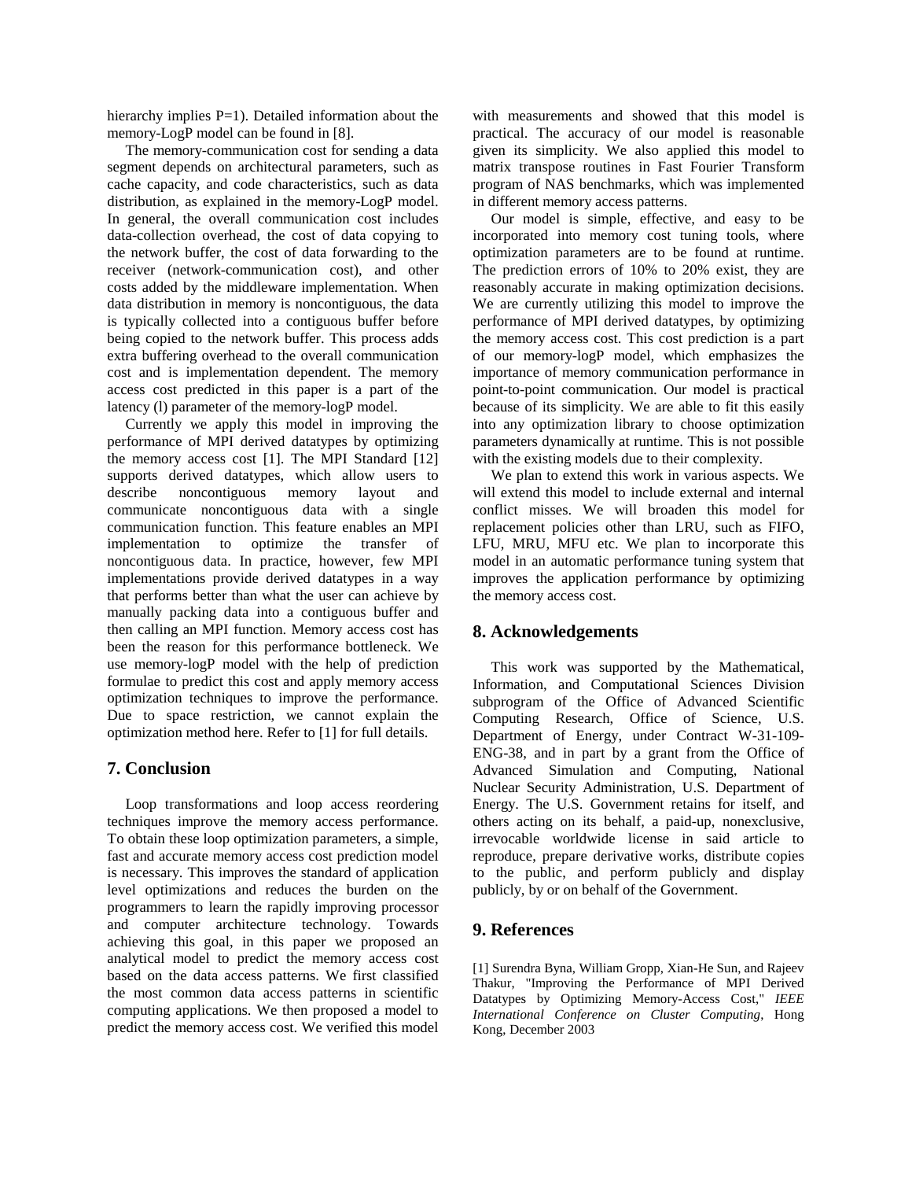hierarchy implies P=1). Detailed information about the memory-LogP model can be found in [8].

The memory-communication cost for sending a data segment depends on architectural parameters, such as cache capacity, and code characteristics, such as data distribution, as explained in the memory-LogP model. In general, the overall communication cost includes data-collection overhead, the cost of data copying to the network buffer, the cost of data forwarding to the receiver (network-communication cost), and other costs added by the middleware implementation. When data distribution in memory is noncontiguous, the data is typically collected into a contiguous buffer before being copied to the network buffer. This process adds extra buffering overhead to the overall communication cost and is implementation dependent. The memory access cost predicted in this paper is a part of the latency (l) parameter of the memory-logP model.

Currently we apply this model in improving the performance of MPI derived datatypes by optimizing the memory access cost [1]. The MPI Standard [12] supports derived datatypes, which allow users to describe noncontiguous memory layout and communicate noncontiguous data with a single communication function. This feature enables an MPI implementation to optimize the transfer of noncontiguous data. In practice, however, few MPI implementations provide derived datatypes in a way that performs better than what the user can achieve by manually packing data into a contiguous buffer and then calling an MPI function. Memory access cost has been the reason for this performance bottleneck. We use memory-logP model with the help of prediction formulae to predict this cost and apply memory access optimization techniques to improve the performance. Due to space restriction, we cannot explain the optimization method here. Refer to [1] for full details.

## 7. Conclusion

Loop transformations and loop access reordering techniques improve the memory access performance. To obtain these loop optimization parameters, a simple, fast and accurate memory access cost prediction model is necessary. This improves the standard of application level optimizations and reduces the burden on the programmers to learn the rapidly improving processor and computer architecture technology. Towards achieving this goal, in this paper we proposed an analytical model to predict the memory access cost based on the data access patterns. We first classified the most common data access patterns in scientific computing applications. We then proposed a model to predict the memory access cost. We verified this model with measurements and showed that this model is practical. The accuracy of our model is reasonable given its simplicity. We also applied this model to matrix transpose routines in Fast Fourier Transform program of NAS benchmarks, which was implemented in different memory access patterns.

Our model is simple, effective, and easy to be incorporated into memory cost tuning tools, where optimization parameters are to be found at runtime. The prediction errors of 10% to 20% exist, they are reasonably accurate in making optimization decisions. We are currently utilizing this model to improve the performance of MPI derived datatypes, by optimizing the memory access cost. This cost prediction is a part of our memory-logP model, which emphasizes the importance of memory communication performance in point-to-point communication. Our model is practical because of its simplicity. We are able to fit this easily into any optimization library to choose optimization parameters dynamically at runtime. This is not possible with the existing models due to their complexity.

We plan to extend this work in various aspects. We will extend this model to include external and internal conflict misses. We will broaden this model for replacement policies other than LRU, such as FIFO, LFU, MRU, MFU etc. We plan to incorporate this model in an automatic performance tuning system that improves the application performance by optimizing the memory access cost.

## 8. Acknowledgements

This work was supported by the Mathematical, Information, and Computational Sciences Division subprogram of the Office of Advanced Scientific Computing Research, Office of Science, U.S. Department of Energy, under Contract W-31-109-ENG-38, and in part by a grant from the Office of Advanced Simulation and Computing, National Nuclear Security Administration, U.S. Department of Energy. The U.S. Government retains for itself, and others acting on its behalf, a paid-up, nonexclusive, irrevocable worldwide license in said article to reproduce, prepare derivative works, distribute copies to the public, and perform publicly and display publicly, by or on behalf of the Government.

## 9. References

[1] Surendra Byna, William Gropp, Xian-He Sun, and Rajeev Thakur, "Improving the Performance of MPI Derived Datatypes by Optimizing Memory-Access Cost," *IEEE International Conference on Cluster Computing*, Hong Kong, December 2003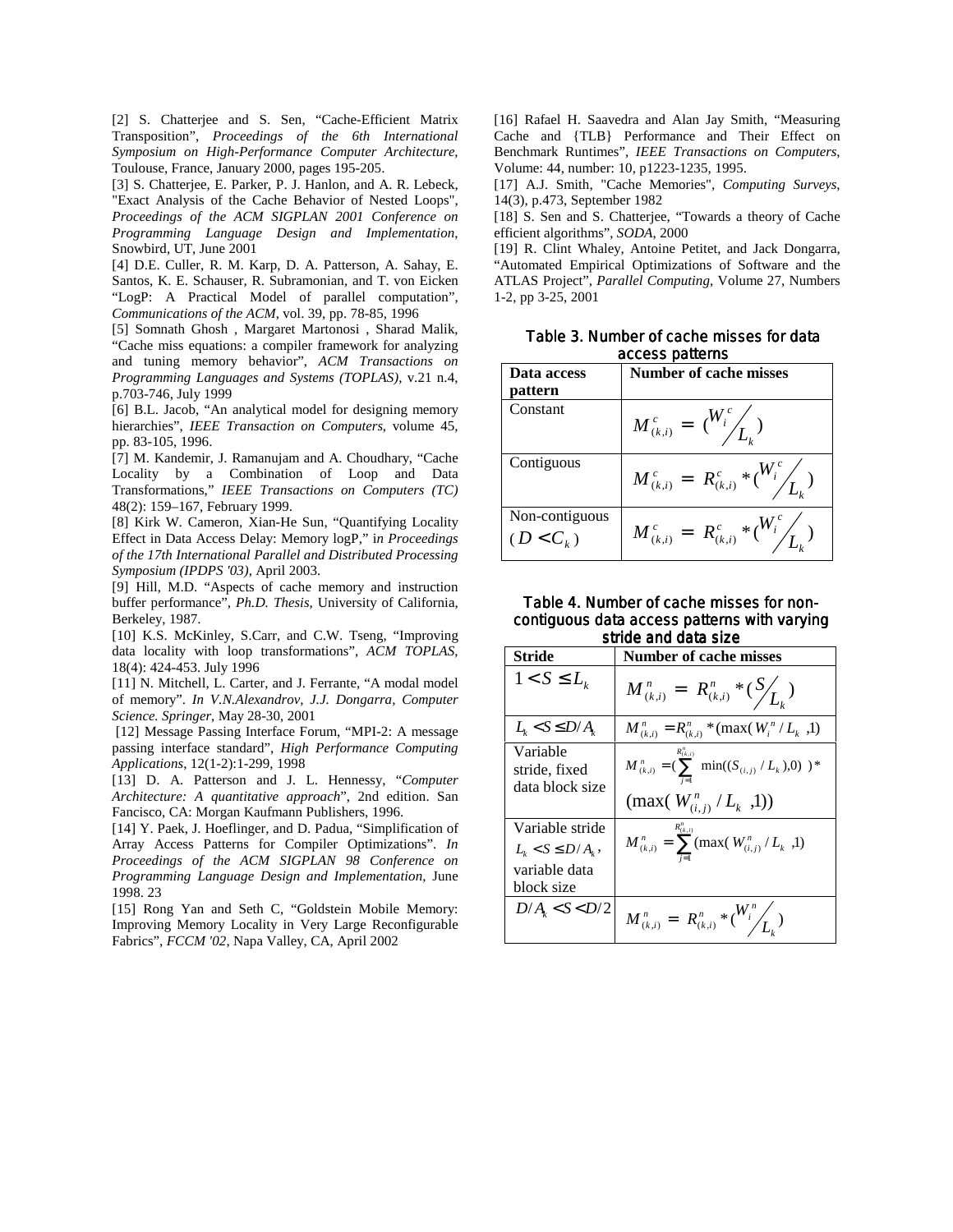[2] S. Chatterjee and S. Sen, "Cache-Efficient Matrix Transposition", *Proceedings of the 6th International Symposium on High-Performance Computer Architecture*, Toulouse, France, January 2000, pages 195-205.

[3] S. Chatterjee, E. Parker, P. J. Hanlon, and A. R. Lebeck, "Exact Analysis of the Cache Behavior of Nested Loops", *Proceedings of the ACM SIGPLAN 2001 Conference on Programming Language Design and Implementation*, Snowbird, UT, June 2001

[4] D.E. Culler, R. M. Karp, D. A. Patterson, A. Sahay, E. Santos, K. E. Schauser, R. Subramonian, and T. von Eicken "LogP: A Practical Model of parallel computation", *Communications of the ACM*, vol. 39, pp. 78-85, 1996

[5] Somnath Ghosh , Margaret Martonosi , Sharad Malik, "Cache miss equations: a compiler framework for analyzing and tuning memory behavior", *ACM Transactions on Programming Languages and Systems (TOPLAS)*, v.21 n.4, p.703-746, July 1999

[6] B.L. Jacob, "An analytical model for designing memory hierarchies", *IEEE Transaction on Computers*, volume 45, pp. 83-105, 1996.

[7] M. Kandemir, J. Ramanujam and A. Choudhary, "Cache Locality by a Combination of Loop and Data Transformations," *IEEE Transactions on Computers (TC)* 48(2): 159–167, February 1999.

[8] Kirk W. Cameron, Xian-He Sun, "Quantifying Locality Effect in Data Access Delay: Memory logP," i*n Proceedings of the 17th International Parallel and Distributed Processing Symposium (IPDPS '03)*, April 2003.

[9] Hill, M.D. "Aspects of cache memory and instruction buffer performance", *Ph.D. Thesis*, University of California, Berkeley, 1987.

[10] K.S. McKinley, S.Carr, and C.W. Tseng, "Improving data locality with loop transformations", *ACM TOPLAS*, 18(4): 424-453. July 1996

[11] N. Mitchell, L. Carter, and J. Ferrante, "A modal model of memory". *In V.N.Alexandrov, J.J. Dongarra, Computer Science. Springer*, May 28-30, 2001

[12] Message Passing Interface Forum, "MPI-2: A message passing interface standard", *High Performance Computing Applications*, 12(1-2):1-299, 1998

[13] D. A. Patterson and J. L. Hennessy, "*Computer Architecture: A quantitative approach*", 2nd edition. San Fancisco, CA: Morgan Kaufmann Publishers, 1996.

[14] Y. Paek, J. Hoeflinger, and D. Padua, "Simplification of Array Access Patterns for Compiler Optimizations". *In Proceedings of the ACM SIGPLAN 98 Conference on Programming Language Design and Implementation*, June 1998. 23

[15] Rong Yan and Seth C, "Goldstein Mobile Memory: Improving Memory Locality in Very Large Reconfigurable Fabrics", *FCCM '02*, Napa Valley, CA, April 2002

[16] Rafael H. Saavedra and Alan Jay Smith, "Measuring Cache and {TLB} Performance and Their Effect on Benchmark Runtimes", *IEEE Transactions on Computers*, Volume: 44, number: 10, p1223-1235, 1995.

[17] A.J. Smith, "Cache Memories", *Computing Surveys*, 14(3), p.473, September 1982

[18] S. Sen and S. Chatterjee, "Towards a theory of Cache efficient algorithms", *SODA*, 2000

[19] R. Clint Whaley, Antoine Petitet, and Jack Dongarra, "Automated Empirical Optimizations of Software and the ATLAS Project", *Parallel Computing*, Volume 27, Numbers 1-2, pp 3-25, 2001

**Table 3. Number of cache misses for data access patterns**

| Data access pattern | Number of cache misses |
|---|---|
| Constant | $M^{c}_{(k,i)} = (W^{c}_{i} / L_k)$ |
| Contiguous | $M^{c}_{(k,i)} = R^{c}_{(k,i)} * (W^{c}_{i} / L_k)$ |
| Non-contiguous ($D < C_k$) | $M^{c}_{(k,i)} = R^{c}_{(k,i)} * (W^{c}_{i} / L_k)$ |

**Table 4. Number of cache misses for non-contiguous data access patterns with varying stride and data size**

| Stride | Number of cache misses |
|---|---|
| $1 < S \le L_k$ | $M^{n}_{(k,i)} = R^{n}_{(k,i)} * (S / L_k)$ |
| $L_k < S \le D/A_k$ | $M^{n}_{(k,i)} = R^{n}_{(k,i)} * (\max(W^{n}_{i} / L_k, 1))$ |
| Variable stride, fixed data block size | $M^{n}_{(k,i)} = (\sum_{j=1}^{R^{n}_{(k,i)}} \min((S_{(i,j)} / L_k), 0)) * (\max(W^{n}_{(i,j)} / L_k, 1))$ |
| Variable stride $L_k < S \le D/A_k$, variable data block size | $M^{n}_{(k,i)} = \sum_{j=1}^{R^{n}_{(k,i)}} (\max(W^{n}_{(i,j)} / L_k, 1)$ |
| $D/A_k < S < D/2$ | $M^{n}_{(k,i)} = R^{n}_{(k,i)} * (W^{n}_{i} / L_k)$ |